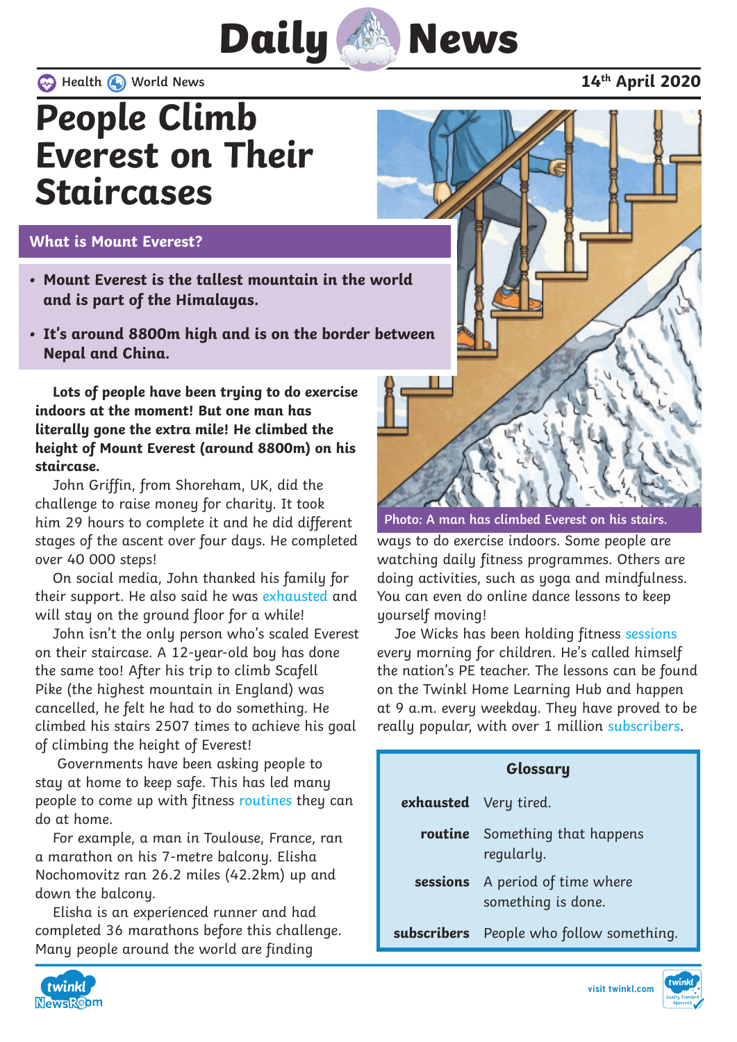# Daily News

Health World News

14th April 2020

# People Climb Everest on Their Staircases

## What is Mount Everest?

- **Mount Everest is the tallest mountain in the world and is part of the Himalayas.**
- **It's around 8800m high and is on the border between Nepal and China.**

**Lots of people have been trying to do exercise indoors at the moment! But one man has literally gone the extra mile! He climbed the height of Mount Everest (around 8800m) on his staircase.**

John Griffin, from Shoreham, UK, did the challenge to raise money for charity. It took him 29 hours to complete it and he did different stages of the ascent over four days. He completed over 40 000 steps!

On social media, John thanked his family for their support. He also said he was exhausted and will stay on the ground floor for a while!

John isn't the only person who's scaled Everest on their staircase. A 12-year-old boy has done the same too! After his trip to climb Scafell Pike (the highest mountain in England) was cancelled, he felt he had to do something. He climbed his stairs 2507 times to achieve his goal of climbing the height of Everest!

Governments have been asking people to stay at home to keep safe. This has led many people to come up with fitness routines they can do at home.

For example, a man in Toulouse, France, ran a marathon on his 7-metre balcony. Elisha Nochomovitz ran 26.2 miles (42.2km) up and down the balcony.

Elisha is an experienced runner and had completed 36 marathons before this challenge. Many people around the world are finding ways to do exercise indoors. Some people are watching daily fitness programmes. Others are doing activities, such as yoga and mindfulness. You can even do online dance lessons to keep yourself moving!

Joe Wicks has been holding fitness sessions every morning for children. He's called himself the nation's PE teacher. The lessons can be found on the Twinkl Home Learning Hub and happen at 9 a.m. every weekday. They have proved to be really popular, with over 1 million subscribers.

Photo: A man has climbed Everest on his stairs.

| Glossary | |
|---|---|
| **exhausted** | Very tired. |
| **routine** | Something that happens regularly. |
| **sessions** | A period of time where something is done. |
| **subscribers** | People who follow something. |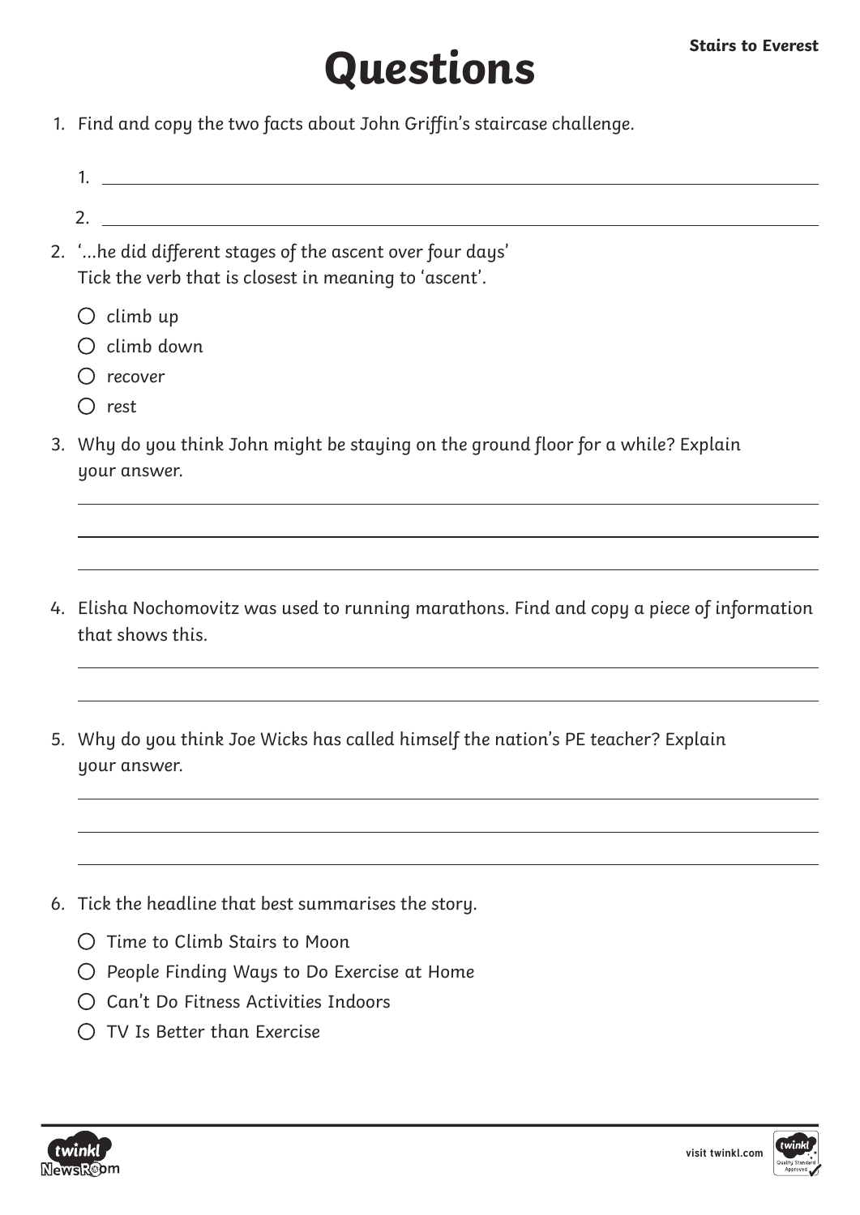# Questions

1. Find and copy the two facts about John Griffin's staircase challenge.

   1. \_\_\_\_\_\_\_\_\_\_\_\_\_\_\_\_\_\_\_\_\_\_\_\_\_\_\_\_\_\_\_\_\_\_\_\_\_\_\_\_

   2. \_\_\_\_\_\_\_\_\_\_\_\_\_\_\_\_\_\_\_\_\_\_\_\_\_\_\_\_\_\_\_\_\_\_\_\_\_\_\_\_

2. '...he did different stages of the ascent over four days'
   Tick the verb that is closest in meaning to 'ascent'.

   - ○ climb up
   - ○ climb down
   - ○ recover
   - ○ rest

3. Why do you think John might be staying on the ground floor for a while? Explain your answer.

   \_\_\_\_\_\_\_\_\_\_\_\_\_\_\_\_\_\_\_\_\_\_\_\_\_\_\_\_\_\_\_\_\_\_\_\_\_\_\_\_

   \_\_\_\_\_\_\_\_\_\_\_\_\_\_\_\_\_\_\_\_\_\_\_\_\_\_\_\_\_\_\_\_\_\_\_\_\_\_\_\_

   \_\_\_\_\_\_\_\_\_\_\_\_\_\_\_\_\_\_\_\_\_\_\_\_\_\_\_\_\_\_\_\_\_\_\_\_\_\_\_\_

4. Elisha Nochomovitz was used to running marathons. Find and copy a piece of information that shows this.

   \_\_\_\_\_\_\_\_\_\_\_\_\_\_\_\_\_\_\_\_\_\_\_\_\_\_\_\_\_\_\_\_\_\_\_\_\_\_\_\_

   \_\_\_\_\_\_\_\_\_\_\_\_\_\_\_\_\_\_\_\_\_\_\_\_\_\_\_\_\_\_\_\_\_\_\_\_\_\_\_\_

5. Why do you think Joe Wicks has called himself the nation's PE teacher? Explain your answer.

   \_\_\_\_\_\_\_\_\_\_\_\_\_\_\_\_\_\_\_\_\_\_\_\_\_\_\_\_\_\_\_\_\_\_\_\_\_\_\_\_

   \_\_\_\_\_\_\_\_\_\_\_\_\_\_\_\_\_\_\_\_\_\_\_\_\_\_\_\_\_\_\_\_\_\_\_\_\_\_\_\_

   \_\_\_\_\_\_\_\_\_\_\_\_\_\_\_\_\_\_\_\_\_\_\_\_\_\_\_\_\_\_\_\_\_\_\_\_\_\_\_\_

6. Tick the headline that best summarises the story.

   - ○ Time to Climb Stairs to Moon
   - ○ People Finding Ways to Do Exercise at Home
   - ○ Can't Do Fitness Activities Indoors
   - ○ TV Is Better than Exercise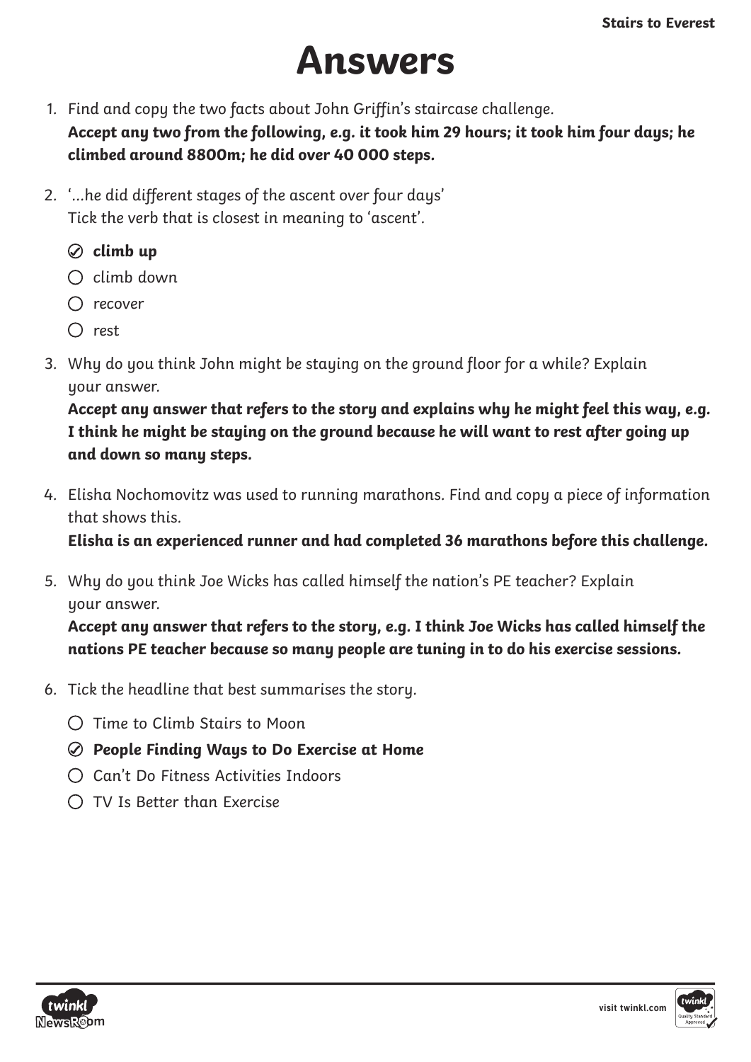# Answers

1. Find and copy the two facts about John Griffin's staircase challenge.
   **Accept any two from the following, e.g. it took him 29 hours; it took him four days; he climbed around 8800m; he did over 40 000 steps.**

2. '...he did different stages of the ascent over four days'
   Tick the verb that is closest in meaning to 'ascent'.

   - [x] **climb up**
   - [ ] climb down
   - [ ] recover
   - [ ] rest

3. Why do you think John might be staying on the ground floor for a while? Explain your answer.
   **Accept any answer that refers to the story and explains why he might feel this way, e.g. I think he might be staying on the ground because he will want to rest after going up and down so many steps.**

4. Elisha Nochomovitz was used to running marathons. Find and copy a piece of information that shows this.
   **Elisha is an experienced runner and had completed 36 marathons before this challenge.**

5. Why do you think Joe Wicks has called himself the nation's PE teacher? Explain your answer.
   **Accept any answer that refers to the story, e.g. I think Joe Wicks has called himself the nations PE teacher because so many people are tuning in to do his exercise sessions.**

6. Tick the headline that best summarises the story.

   - [ ] Time to Climb Stairs to Moon
   - [x] **People Finding Ways to Do Exercise at Home**
   - [ ] Can't Do Fitness Activities Indoors
   - [ ] TV Is Better than Exercise